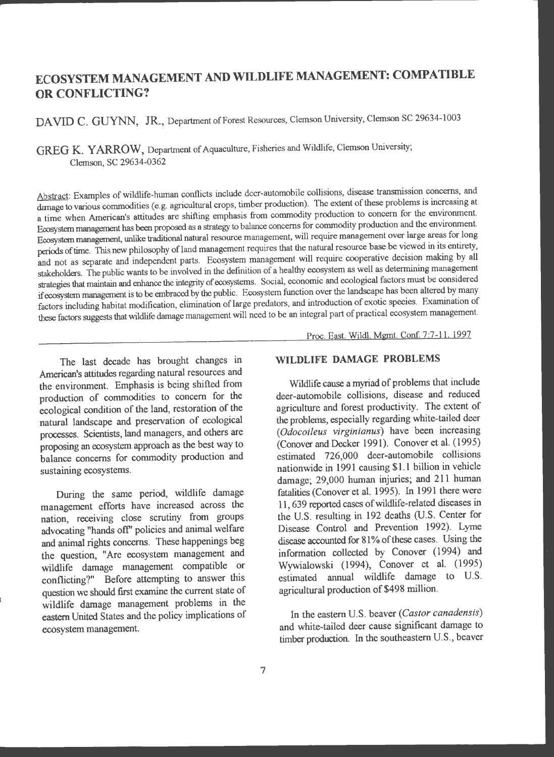# ECOSYSTEM MANAGEMENT AND WILDLIFE MANAGEMENT: COMPATIBLE OR CONFLICTING?

DAVID C. GUYNN, JR., Department of Forest Resources, Clemson University, Clemson SC 29634-1003

GREG K. YARROW, Department of Aquaculture, Fisheries and Wildlife, Clemson University; Clemson, SC 29634-0362

Abstract: Examples of wildlife-human conflicts include deer-automobile collisions, disease transmission concerns, and damage to various commodities (e.g. agricultural crops, timber production). The extent of these problems is increasing at a time when American's attitudes are shifting emphasis from commodity production to concern for the environment. Ecosystem management has been proposed as a strategy to balance concerns for commodity production and the environment. Ecosystem management, unlike traditional natural resource management, will require management over large areas for long periods of time. This new philosophy of land management requires that the natural resource base be viewed in its entirety, and not as separate and independent parts. Ecosystem management will require cooperative decision making by all stakeholders. The public wants to be involved in the definition of a healthy ecosystem as well as determining management strategies that maintain and enhance the integrity of ecosystems. Social, economic and ecological factors must be considered if ecosystem management is to be embraced by the public. Ecosystem function over the landscape has been altered by many factors including habitat modification, elimination of large predators, and introduction of exotic species. Examination of these factors suggests that wildlife damage management will need to be an integral part of practical ecosystem management.

Proc. East. Wildl. Mgmt. Conf. 7:7-11. 1997

The last decade has brought changes in American's attitudes regarding natural resources and the environment. Emphasis is being shifted from production of commodities to concern for the ecological condition of the land, restoration of the natural landscape and preservation of ecological processes. Scientists, land managers, and others are proposing an ecosystem approach as the best way to balance concerns for commodity production and sustaining ecosystems.

During the same period, wildlife damage management efforts have increased across the nation, receiving close scrutiny from groups advocating "hands off" policies and animal welfare and animal rights concerns. These happenings beg the question, "Are ecosystem management and wildlife damage management compatible or conflicting?" Before attempting to answer this question we should first examine the current state of wildlife damage management problems in the eastern United States and the policy implications of ecosystem management.

## WILDLIFE DAMAGE PROBLEMS

Wildlife cause a myriad of problems that include deer-automobile collisions, disease and reduced agriculture and forest productivity. The extent of the problems, especially regarding white-tailed deer (*Odocoileus virginianus*) have been increasing (Conover and Decker 1991). Conover et al. (1995) estimated 726,000 deer-automobile collisions nationwide in 1991 causing $1.1 billion in vehicle damage; 29,000 human injuries; and 211 human fatalities (Conover et al. 1995). In 1991 there were 11, 639 reported cases of wildlife-related diseases in the U.S. resulting in 192 deaths (U.S. Center for Disease Control and Prevention 1992). Lyme disease accounted for 81% of these cases. Using the information collected by Conover (1994) and Wywialowski (1994), Conover et al. (1995) estimated annual wildlife damage to U.S. agricultural production of $498 million.

In the eastern U.S. beaver (*Castor canadensis*) and white-tailed deer cause significant damage to timber production. In the southeastern U.S., beaver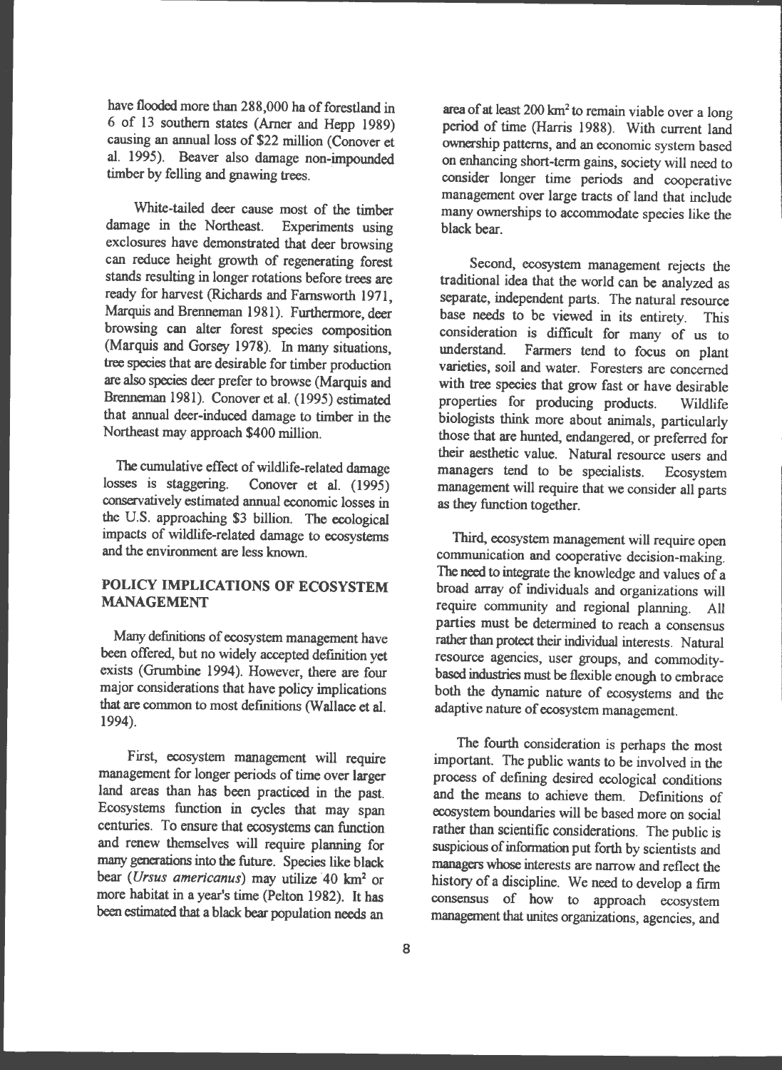have flooded more than 288,000 ha of forestland in 6 of 13 southern states (Arner and Hepp 1989) causing an annual loss of $22 million (Conover et al. 1995). Beaver also damage non-impounded timber by felling and gnawing trees.

White-tailed deer cause most of the timber damage in the Northeast. Experiments using exclosures have demonstrated that deer browsing can reduce height growth of regenerating forest stands resulting in longer rotations before trees are ready for harvest (Richards and Farnsworth 1971, Marquis and Brenneman 1981). Furthermore, deer browsing can alter forest species composition (Marquis and Gorsey 1978). In many situations, tree species that are desirable for timber production are also species deer prefer to browse (Marquis and Brenneman 1981). Conover et al. (1995) estimated that annual deer-induced damage to timber in the Northeast may approach $400 million.

The cumulative effect of wildlife-related damage losses is staggering. Conover et al. (1995) conservatively estimated annual economic losses in the U.S. approaching $3 billion. The ecological impacts of wildlife-related damage to ecosystems and the environment are less known.

## POLICY IMPLICATIONS OF ECOSYSTEM MANAGEMENT

Many definitions of ecosystem management have been offered, but no widely accepted definition yet exists (Grumbine 1994). However, there are four major considerations that have policy implications that are common to most definitions (Wallace et al. 1994).

First, ecosystem management will require management for longer periods of time over larger land areas than has been practiced in the past. Ecosystems function in cycles that may span centuries. To ensure that ecosystems can function and renew themselves will require planning for many generations into the future. Species like black bear (*Ursus americanus*) may utilize 40 $km^2$ or more habitat in a year's time (Pelton 1982). It has been estimated that a black bear population needs an area of at least 200 $km^2$ to remain viable over a long period of time (Harris 1988). With current land ownership patterns, and an economic system based on enhancing short-term gains, society will need to consider longer time periods and cooperative management over large tracts of land that include many ownerships to accommodate species like the black bear.

Second, ecosystem management rejects the traditional idea that the world can be analyzed as separate, independent parts. The natural resource base needs to be viewed in its entirety. This consideration is difficult for many of us to understand. Farmers tend to focus on plant varieties, soil and water. Foresters are concerned with tree species that grow fast or have desirable properties for producing products. Wildlife biologists think more about animals, particularly those that are hunted, endangered, or preferred for their aesthetic value. Natural resource users and managers tend to be specialists. Ecosystem management will require that we consider all parts as they function together.

Third, ecosystem management will require open communication and cooperative decision-making. The need to integrate the knowledge and values of a broad array of individuals and organizations will require community and regional planning. All parties must be determined to reach a consensus rather than protect their individual interests. Natural resource agencies, user groups, and commodity-based industries must be flexible enough to embrace both the dynamic nature of ecosystems and the adaptive nature of ecosystem management.

The fourth consideration is perhaps the most important. The public wants to be involved in the process of defining desired ecological conditions and the means to achieve them. Definitions of ecosystem boundaries will be based more on social rather than scientific considerations. The public is suspicious of information put forth by scientists and managers whose interests are narrow and reflect the history of a discipline. We need to develop a firm consensus of how to approach ecosystem management that unites organizations, agencies, and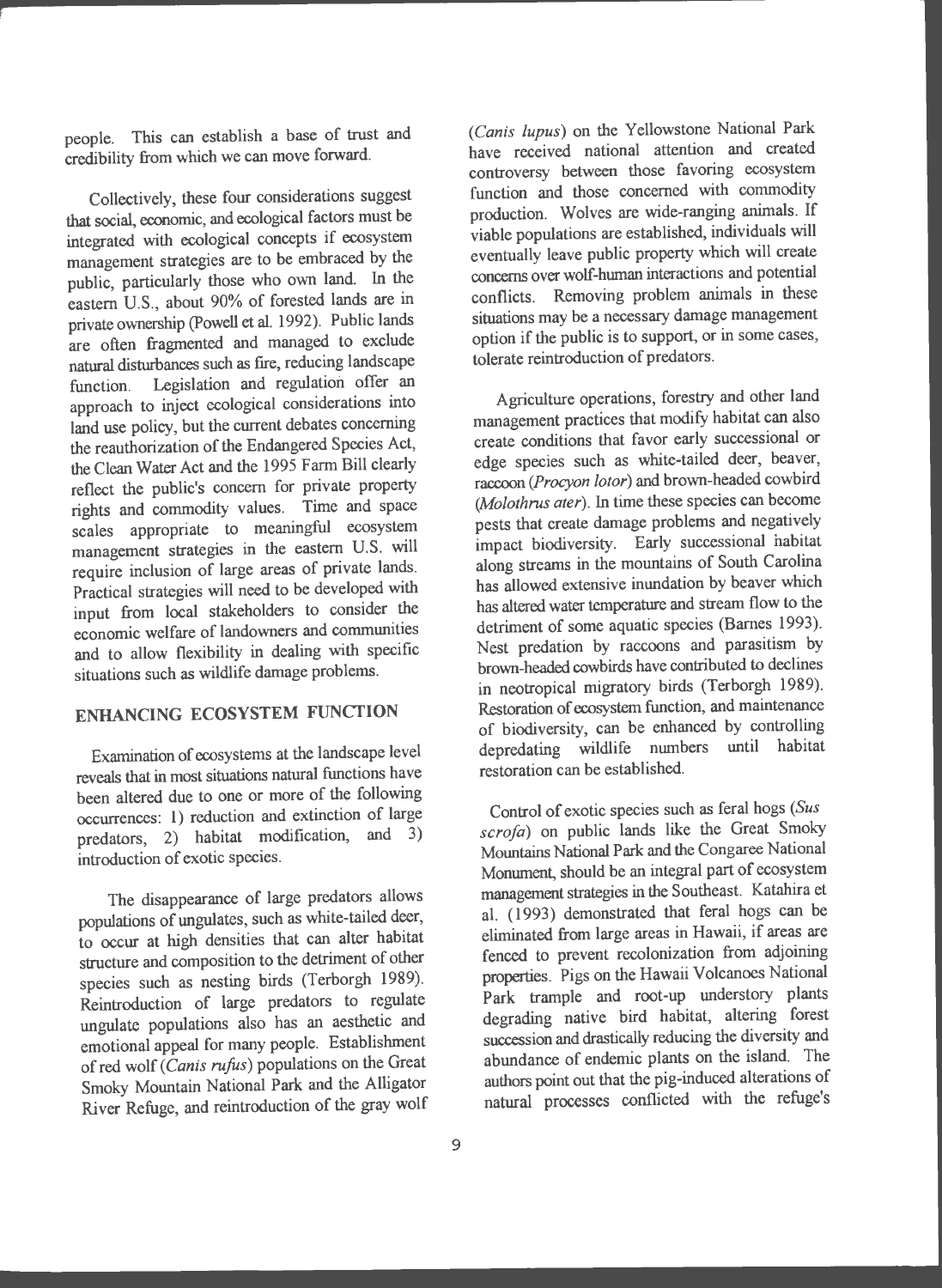people. This can establish a base of trust and credibility from which we can move forward.

Collectively, these four considerations suggest that social, economic, and ecological factors must be integrated with ecological concepts if ecosystem management strategies are to be embraced by the public, particularly those who own land. In the eastern U.S., about 90% of forested lands are in private ownership (Powell et al. 1992). Public lands are often fragmented and managed to exclude natural disturbances such as fire, reducing landscape function. Legislation and regulation offer an approach to inject ecological considerations into land use policy, but the current debates concerning the reauthorization of the Endangered Species Act, the Clean Water Act and the 1995 Farm Bill clearly reflect the public's concern for private property rights and commodity values. Time and space scales appropriate to meaningful ecosystem management strategies in the eastern U.S. will require inclusion of large areas of private lands. Practical strategies will need to be developed with input from local stakeholders to consider the economic welfare of landowners and communities and to allow flexibility in dealing with specific situations such as wildlife damage problems.

## ENHANCING ECOSYSTEM FUNCTION

Examination of ecosystems at the landscape level reveals that in most situations natural functions have been altered due to one or more of the following occurrences: 1) reduction and extinction of large predators, 2) habitat modification, and 3) introduction of exotic species.

The disappearance of large predators allows populations of ungulates, such as white-tailed deer, to occur at high densities that can alter habitat structure and composition to the detriment of other species such as nesting birds (Terborgh 1989). Reintroduction of large predators to regulate ungulate populations also has an aesthetic and emotional appeal for many people. Establishment of red wolf (*Canis rufus*) populations on the Great Smoky Mountain National Park and the Alligator River Refuge, and reintroduction of the gray wolf (*Canis lupus*) on the Yellowstone National Park have received national attention and created controversy between those favoring ecosystem function and those concerned with commodity production. Wolves are wide-ranging animals. If viable populations are established, individuals will eventually leave public property which will create concerns over wolf-human interactions and potential conflicts. Removing problem animals in these situations may be a necessary damage management option if the public is to support, or in some cases, tolerate reintroduction of predators.

Agriculture operations, forestry and other land management practices that modify habitat can also create conditions that favor early successional or edge species such as white-tailed deer, beaver, raccoon (*Procyon lotor*) and brown-headed cowbird (*Molothrus ater*). In time these species can become pests that create damage problems and negatively impact biodiversity. Early successional habitat along streams in the mountains of South Carolina has allowed extensive inundation by beaver which has altered water temperature and stream flow to the detriment of some aquatic species (Barnes 1993). Nest predation by raccoons and parasitism by brown-headed cowbirds have contributed to declines in neotropical migratory birds (Terborgh 1989). Restoration of ecosystem function, and maintenance of biodiversity, can be enhanced by controlling depredating wildlife numbers until habitat restoration can be established.

Control of exotic species such as feral hogs (*Sus scrofa*) on public lands like the Great Smoky Mountains National Park and the Congaree National Monument, should be an integral part of ecosystem management strategies in the Southeast. Katahira et al. (1993) demonstrated that feral hogs can be eliminated from large areas in Hawaii, if areas are fenced to prevent recolonization from adjoining properties. Pigs on the Hawaii Volcanoes National Park trample and root-up understory plants degrading native bird habitat, altering forest succession and drastically reducing the diversity and abundance of endemic plants on the island. The authors point out that the pig-induced alterations of natural processes conflicted with the refuge's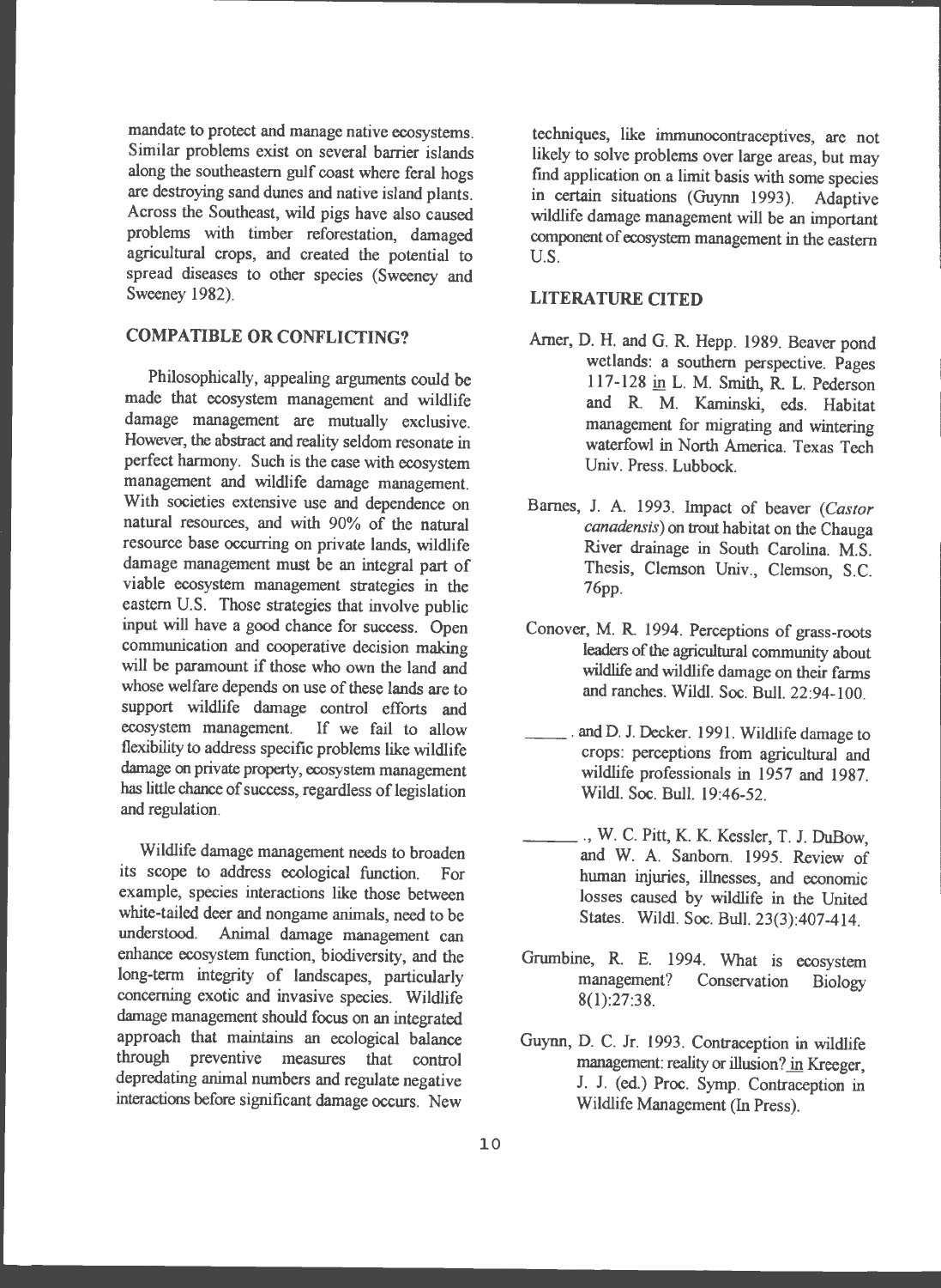mandate to protect and manage native ecosystems. Similar problems exist on several barrier islands along the southeastern gulf coast where feral hogs are destroying sand dunes and native island plants. Across the Southeast, wild pigs have also caused problems with timber reforestation, damaged agricultural crops, and created the potential to spread diseases to other species (Sweeney and Sweeney 1982).

## COMPATIBLE OR CONFLICTING?

Philosophically, appealing arguments could be made that ecosystem management and wildlife damage management are mutually exclusive. However, the abstract and reality seldom resonate in perfect harmony. Such is the case with ecosystem management and wildlife damage management. With societies extensive use and dependence on natural resources, and with 90% of the natural resource base occurring on private lands, wildlife damage management must be an integral part of viable ecosystem management strategies in the eastern U.S. Those strategies that involve public input will have a good chance for success. Open communication and cooperative decision making will be paramount if those who own the land and whose welfare depends on use of these lands are to support wildlife damage control efforts and ecosystem management. If we fail to allow flexibility to address specific problems like wildlife damage on private property, ecosystem management has little chance of success, regardless of legislation and regulation.

Wildlife damage management needs to broaden its scope to address ecological function. For example, species interactions like those between white-tailed deer and nongame animals, need to be understood. Animal damage management can enhance ecosystem function, biodiversity, and the long-term integrity of landscapes, particularly concerning exotic and invasive species. Wildlife damage management should focus on an integrated approach that maintains an ecological balance through preventive measures that control depredating animal numbers and regulate negative interactions before significant damage occurs. New techniques, like immunocontraceptives, are not likely to solve problems over large areas, but may find application on a limit basis with some species in certain situations (Guynn 1993). Adaptive wildlife damage management will be an important component of ecosystem management in the eastern U.S.

## LITERATURE CITED

Arner, D. H. and G. R. Hepp. 1989. Beaver pond wetlands: a southern perspective. Pages 117-128 in L. M. Smith, R. L. Pederson and R. M. Kaminski, eds. Habitat management for migrating and wintering waterfowl in North America. Texas Tech Univ. Press. Lubbock.

Barnes, J. A. 1993. Impact of beaver (*Castor canadensis*) on trout habitat on the Chauga River drainage in South Carolina. M.S. Thesis, Clemson Univ., Clemson, S.C. 76pp.

Conover, M. R. 1994. Perceptions of grass-roots leaders of the agricultural community about wildlife and wildlife damage on their farms and ranches. Wildl. Soc. Bull. 22:94-100.

\_\_\_\_\_. and D. J. Decker. 1991. Wildlife damage to crops: perceptions from agricultural and wildlife professionals in 1957 and 1987. Wildl. Soc. Bull. 19:46-52.

\_\_\_\_\_., W. C. Pitt, K. K. Kessler, T. J. DuBow, and W. A. Sanborn. 1995. Review of human injuries, illnesses, and economic losses caused by wildlife in the United States. Wildl. Soc. Bull. 23(3):407-414.

Grumbine, R. E. 1994. What is ecosystem management? Conservation Biology 8(1):27:38.

Guynn, D. C. Jr. 1993. Contraception in wildlife management: reality or illusion? in Kreeger, J. J. (ed.) Proc. Symp. Contraception in Wildlife Management (In Press).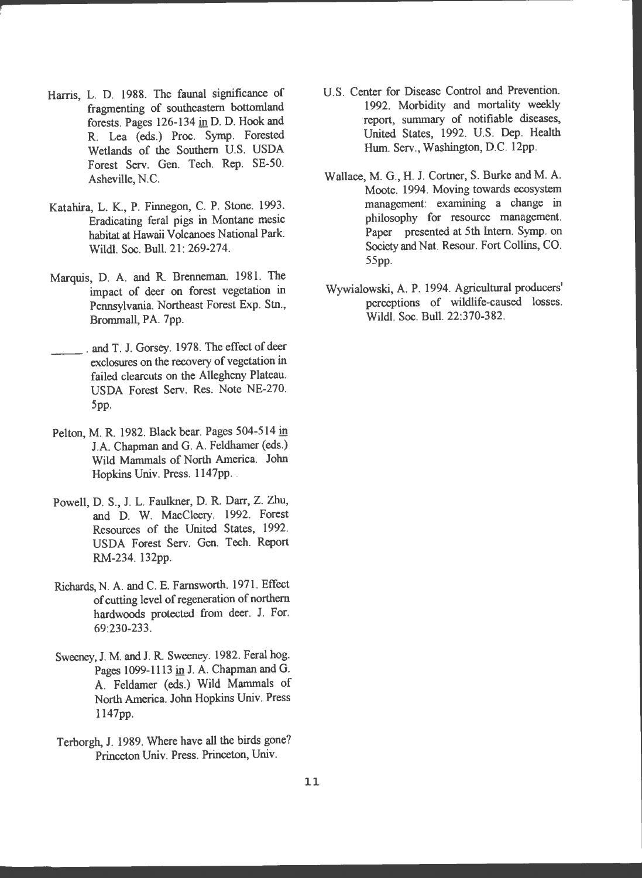Harris, L. D. 1988. The faunal significance of fragmenting of southeastern bottomland forests. Pages 126-134 in D. D. Hook and R. Lea (eds.) Proc. Symp. Forested Wetlands of the Southern U.S. USDA Forest Serv. Gen. Tech. Rep. SE-50. Asheville, N.C.

Katahira, L. K., P. Finnegon, C. P. Stone. 1993. Eradicating feral pigs in Montane mesic habitat at Hawaii Volcanoes National Park. Wildl. Soc. Bull. 21: 269-274.

Marquis, D. A. and R. Brenneman. 1981. The impact of deer on forest vegetation in Pennsylvania. Northeast Forest Exp. Stn., Brommall, PA. 7pp.

_____ . and T. J. Gorsey. 1978. The effect of deer exclosures on the recovery of vegetation in failed clearcuts on the Allegheny Plateau. USDA Forest Serv. Res. Note NE-270. 5pp.

Pelton, M. R. 1982. Black bear. Pages 504-514 in J.A. Chapman and G. A. Feldhamer (eds.) Wild Mammals of North America. John Hopkins Univ. Press. 1147pp.

Powell, D. S., J. L. Faulkner, D. R. Darr, Z. Zhu, and D. W. MacCleery. 1992. Forest Resources of the United States, 1992. USDA Forest Serv. Gen. Tech. Report RM-234. 132pp.

Richards, N. A. and C. E. Farnsworth. 1971. Effect of cutting level of regeneration of northern hardwoods protected from deer. J. For. 69:230-233.

Sweeney, J. M. and J. R. Sweeney. 1982. Feral hog. Pages 1099-1113 in J. A. Chapman and G. A. Feldamer (eds.) Wild Mammals of North America. John Hopkins Univ. Press 1147pp.

Terborgh, J. 1989. Where have all the birds gone? Princeton Univ. Press. Princeton, Univ.

U.S. Center for Disease Control and Prevention. 1992. Morbidity and mortality weekly report, summary of notifiable diseases, United States, 1992. U.S. Dep. Health Hum. Serv., Washington, D.C. 12pp.

Wallace, M. G., H. J. Cortner, S. Burke and M. A. Moote. 1994. Moving towards ecosystem management: examining a change in philosophy for resource management. Paper presented at 5th Intern. Symp. on Society and Nat. Resour. Fort Collins, CO. 55pp.

Wywialowski, A. P. 1994. Agricultural producers' perceptions of wildlife-caused losses. Wildl. Soc. Bull. 22:370-382.